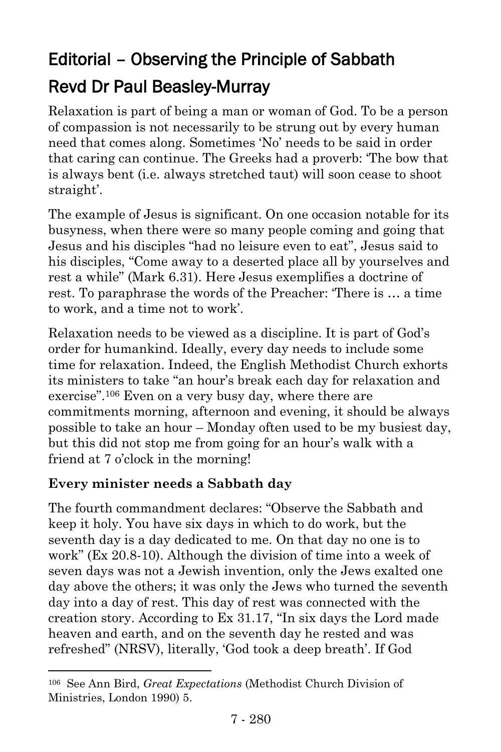# Editorial – Observing the Principle of Sabbath

## Revd Dr Paul Beasley-Murray

Relaxation is part of being a man or woman of God. To be a person of compassion is not necessarily to be strung out by every human need that comes along. Sometimes 'No' needs to be said in order that caring can continue. The Greeks had a proverb: 'The bow that is always bent (i.e. always stretched taut) will soon cease to shoot straight'.

The example of Jesus is significant. On one occasion notable for its busyness, when there were so many people coming and going that Jesus and his disciples "had no leisure even to eat", Jesus said to his disciples, "Come away to a deserted place all by yourselves and rest a while" (Mark 6.31). Here Jesus exemplifies a doctrine of rest. To paraphrase the words of the Preacher: 'There is … a time to work, and a time not to work'.

Relaxation needs to be viewed as a discipline. It is part of God's order for humankind. Ideally, every day needs to include some time for relaxation. Indeed, the English Methodist Church exhorts its ministers to take "an hour's break each day for relaxation and exercise".[106] Even on a very busy day, where there are commitments morning, afternoon and evening, it should be always possible to take an hour – Monday often used to be my busiest day, but this did not stop me from going for an hour's walk with a friend at 7 o'clock in the morning!

**Every minister needs a Sabbath day**

The fourth commandment declares: "Observe the Sabbath and keep it holy. You have six days in which to do work, but the seventh day is a day dedicated to me. On that day no one is to work" (Ex 20.8-10). Although the division of time into a week of seven days was not a Jewish invention, only the Jews exalted one day above the others; it was only the Jews who turned the seventh day into a day of rest. This day of rest was connected with the creation story. According to Ex 31.17, "In six days the Lord made heaven and earth, and on the seventh day he rested and was refreshed" (NRSV), literally, 'God took a deep breath'. If God

---

[106] See Ann Bird, *Great Expectations* (Methodist Church Division of Ministries, London 1990) 5.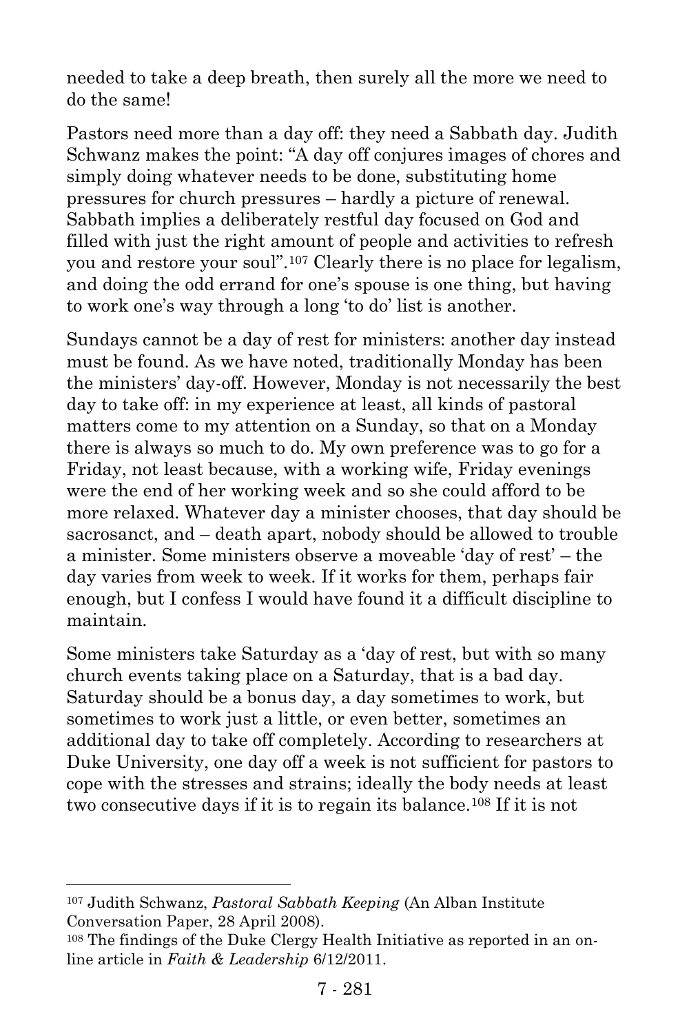needed to take a deep breath, then surely all the more we need to do the same!

Pastors need more than a day off: they need a Sabbath day. Judith Schwanz makes the point: "A day off conjures images of chores and simply doing whatever needs to be done, substituting home pressures for church pressures – hardly a picture of renewal. Sabbath implies a deliberately restful day focused on God and filled with just the right amount of people and activities to refresh you and restore your soul".[107] Clearly there is no place for legalism, and doing the odd errand for one's spouse is one thing, but having to work one's way through a long 'to do' list is another.

Sundays cannot be a day of rest for ministers: another day instead must be found. As we have noted, traditionally Monday has been the ministers' day-off. However, Monday is not necessarily the best day to take off: in my experience at least, all kinds of pastoral matters come to my attention on a Sunday, so that on a Monday there is always so much to do. My own preference was to go for a Friday, not least because, with a working wife, Friday evenings were the end of her working week and so she could afford to be more relaxed. Whatever day a minister chooses, that day should be sacrosanct, and – death apart, nobody should be allowed to trouble a minister. Some ministers observe a moveable 'day of rest' – the day varies from week to week. If it works for them, perhaps fair enough, but I confess I would have found it a difficult discipline to maintain.

Some ministers take Saturday as a 'day of rest, but with so many church events taking place on a Saturday, that is a bad day. Saturday should be a bonus day, a day sometimes to work, but sometimes to work just a little, or even better, sometimes an additional day to take off completely. According to researchers at Duke University, one day off a week is not sufficient for pastors to cope with the stresses and strains; ideally the body needs at least two consecutive days if it is to regain its balance.[108] If it is not

---

[107] Judith Schwanz, *Pastoral Sabbath Keeping* (An Alban Institute Conversation Paper, 28 April 2008).

[108] The findings of the Duke Clergy Health Initiative as reported in an on-line article in *Faith & Leadership* 6/12/2011.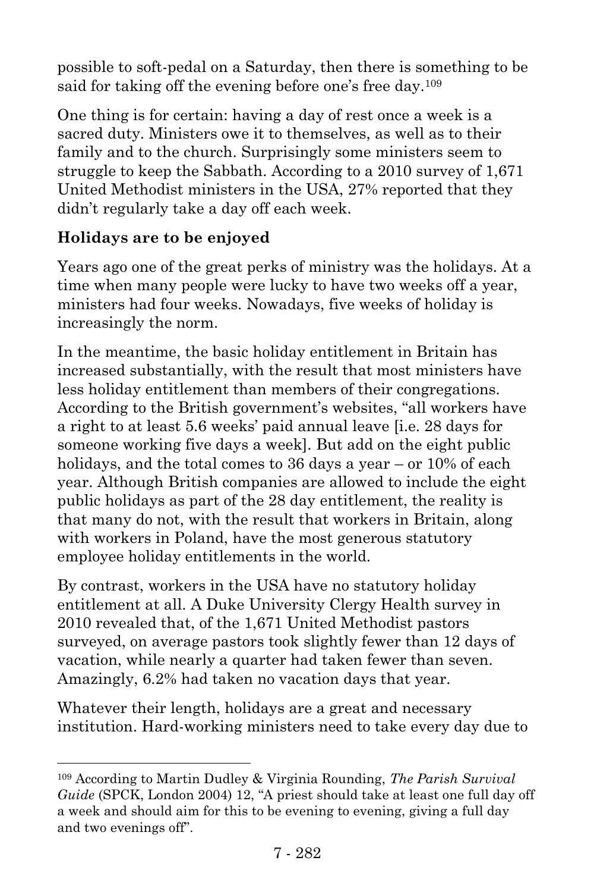possible to soft-pedal on a Saturday, then there is something to be said for taking off the evening before one's free day.[109]

One thing is for certain: having a day of rest once a week is a sacred duty. Ministers owe it to themselves, as well as to their family and to the church. Surprisingly some ministers seem to struggle to keep the Sabbath. According to a 2010 survey of 1,671 United Methodist ministers in the USA, 27% reported that they didn't regularly take a day off each week.

**Holidays are to be enjoyed**

Years ago one of the great perks of ministry was the holidays. At a time when many people were lucky to have two weeks off a year, ministers had four weeks. Nowadays, five weeks of holiday is increasingly the norm.

In the meantime, the basic holiday entitlement in Britain has increased substantially, with the result that most ministers have less holiday entitlement than members of their congregations. According to the British government's websites, "all workers have a right to at least 5.6 weeks' paid annual leave [i.e. 28 days for someone working five days a week]. But add on the eight public holidays, and the total comes to 36 days a year – or 10% of each year. Although British companies are allowed to include the eight public holidays as part of the 28 day entitlement, the reality is that many do not, with the result that workers in Britain, along with workers in Poland, have the most generous statutory employee holiday entitlements in the world.

By contrast, workers in the USA have no statutory holiday entitlement at all. A Duke University Clergy Health survey in 2010 revealed that, of the 1,671 United Methodist pastors surveyed, on average pastors took slightly fewer than 12 days of vacation, while nearly a quarter had taken fewer than seven. Amazingly, 6.2% had taken no vacation days that year.

Whatever their length, holidays are a great and necessary institution. Hard-working ministers need to take every day due to

---

[109] According to Martin Dudley & Virginia Rounding, *The Parish Survival Guide* (SPCK, London 2004) 12, "A priest should take at least one full day off a week and should aim for this to be evening to evening, giving a full day and two evenings off".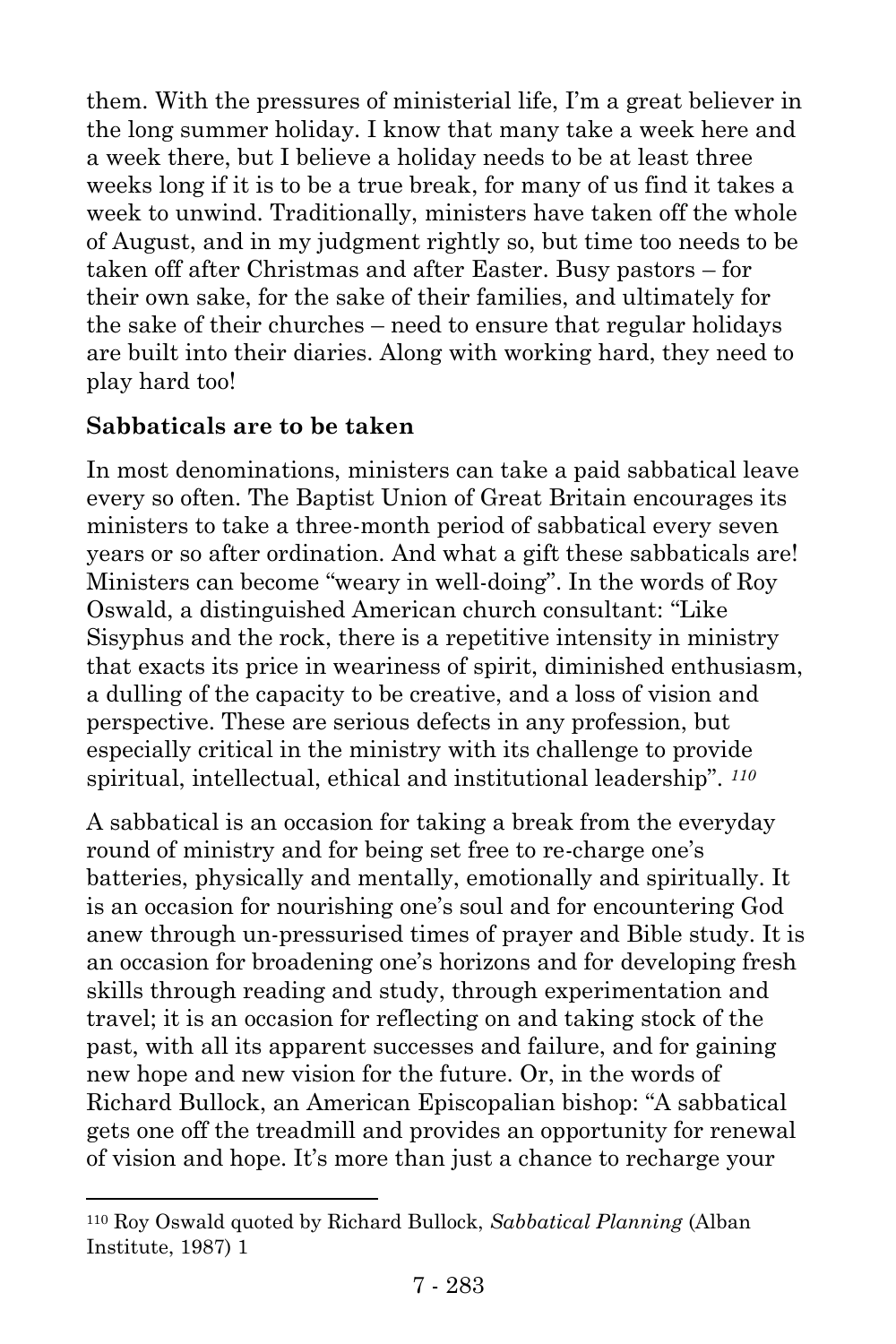them. With the pressures of ministerial life, I'm a great believer in the long summer holiday. I know that many take a week here and a week there, but I believe a holiday needs to be at least three weeks long if it is to be a true break, for many of us find it takes a week to unwind. Traditionally, ministers have taken off the whole of August, and in my judgment rightly so, but time too needs to be taken off after Christmas and after Easter. Busy pastors – for their own sake, for the sake of their families, and ultimately for the sake of their churches – need to ensure that regular holidays are built into their diaries. Along with working hard, they need to play hard too!

**Sabbaticals are to be taken**

In most denominations, ministers can take a paid sabbatical leave every so often. The Baptist Union of Great Britain encourages its ministers to take a three-month period of sabbatical every seven years or so after ordination. And what a gift these sabbaticals are! Ministers can become "weary in well-doing". In the words of Roy Oswald, a distinguished American church consultant: "Like Sisyphus and the rock, there is a repetitive intensity in ministry that exacts its price in weariness of spirit, diminished enthusiasm, a dulling of the capacity to be creative, and a loss of vision and perspective. These are serious defects in any profession, but especially critical in the ministry with its challenge to provide spiritual, intellectual, ethical and institutional leadership". [110]

A sabbatical is an occasion for taking a break from the everyday round of ministry and for being set free to re-charge one's batteries, physically and mentally, emotionally and spiritually. It is an occasion for nourishing one's soul and for encountering God anew through un-pressurised times of prayer and Bible study. It is an occasion for broadening one's horizons and for developing fresh skills through reading and study, through experimentation and travel; it is an occasion for reflecting on and taking stock of the past, with all its apparent successes and failure, and for gaining new hope and new vision for the future. Or, in the words of Richard Bullock, an American Episcopalian bishop: "A sabbatical gets one off the treadmill and provides an opportunity for renewal of vision and hope. It's more than just a chance to recharge your

[110] Roy Oswald quoted by Richard Bullock, *Sabbatical Planning* (Alban Institute, 1987) 1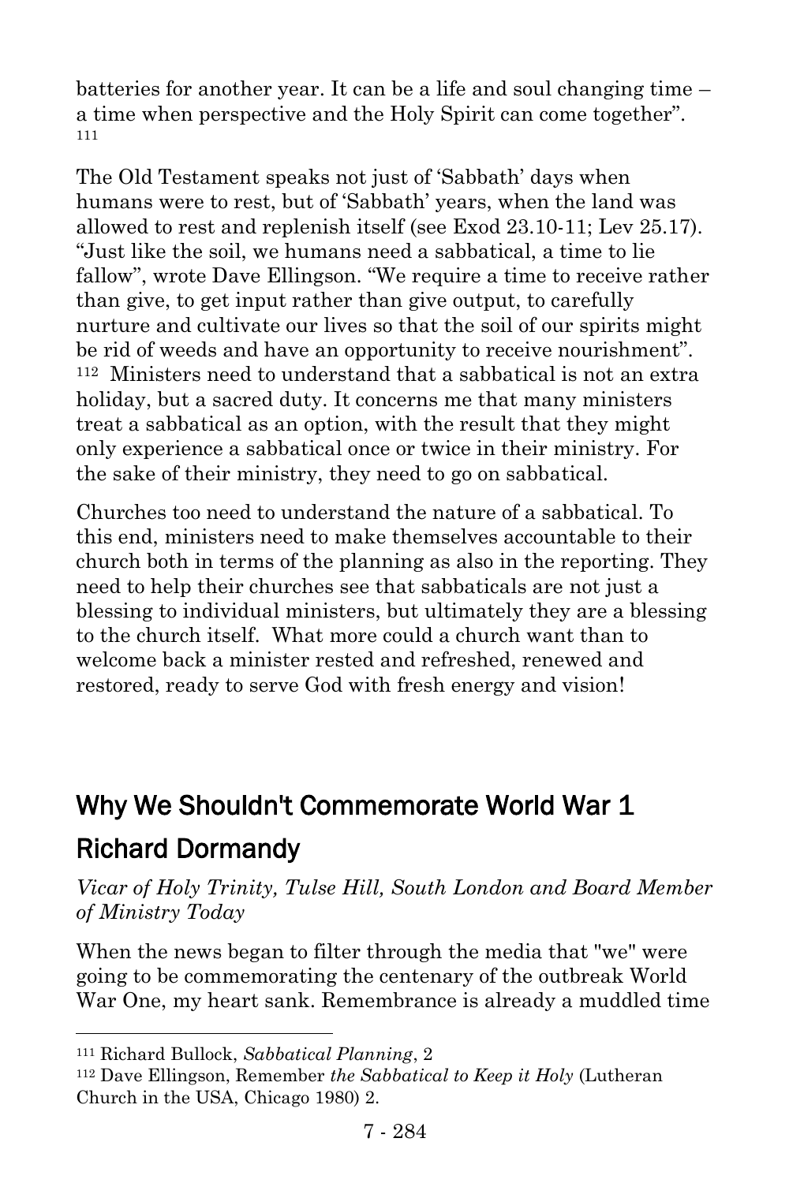batteries for another year. It can be a life and soul changing time – a time when perspective and the Holy Spirit can come together". [111]

The Old Testament speaks not just of 'Sabbath' days when humans were to rest, but of 'Sabbath' years, when the land was allowed to rest and replenish itself (see Exod 23.10-11; Lev 25.17). "Just like the soil, we humans need a sabbatical, a time to lie fallow", wrote Dave Ellingson. "We require a time to receive rather than give, to get input rather than give output, to carefully nurture and cultivate our lives so that the soil of our spirits might be rid of weeds and have an opportunity to receive nourishment". [112] Ministers need to understand that a sabbatical is not an extra holiday, but a sacred duty. It concerns me that many ministers treat a sabbatical as an option, with the result that they might only experience a sabbatical once or twice in their ministry. For the sake of their ministry, they need to go on sabbatical.

Churches too need to understand the nature of a sabbatical. To this end, ministers need to make themselves accountable to their church both in terms of the planning as also in the reporting. They need to help their churches see that sabbaticals are not just a blessing to individual ministers, but ultimately they are a blessing to the church itself. What more could a church want than to welcome back a minister rested and refreshed, renewed and restored, ready to serve God with fresh energy and vision!

## Why We Shouldn't Commemorate World War 1

## Richard Dormandy

*Vicar of Holy Trinity, Tulse Hill, South London and Board Member of Ministry Today*

When the news began to filter through the media that "we" were going to be commemorating the centenary of the outbreak World War One, my heart sank. Remembrance is already a muddled time

---

[111] Richard Bullock, *Sabbatical Planning*, 2

[112] Dave Ellingson, Remember *the Sabbatical to Keep it Holy* (Lutheran Church in the USA, Chicago 1980) 2.